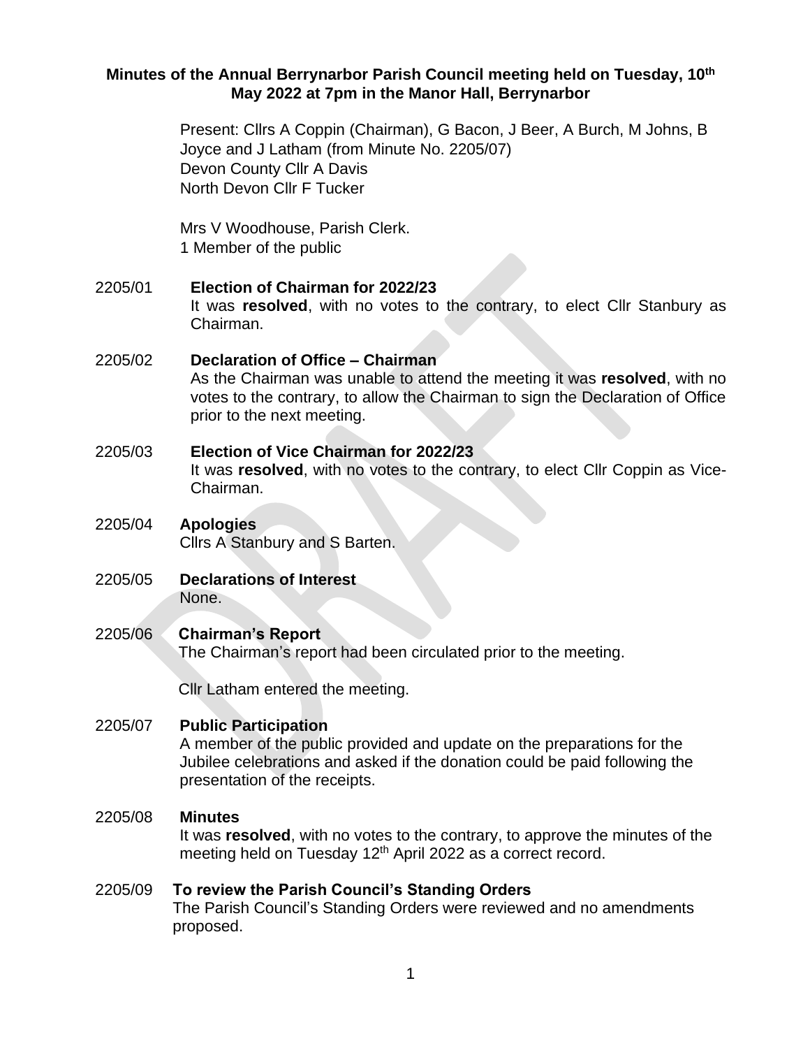**Minutes of the Annual Berrynarbor Parish Council meeting held on Tuesday, 10th May 2022 at 7pm in the Manor Hall, Berrynarbor**

Present: Cllrs A Coppin (Chairman), G Bacon, J Beer, A Burch, M Johns, B Joyce and J Latham (from Minute No. 2205/07)
Devon County Cllr A Davis
North Devon Cllr F Tucker

Mrs V Woodhouse, Parish Clerk.
1 Member of the public

2205/01 **Election of Chairman for 2022/23**
It was **resolved**, with no votes to the contrary, to elect Cllr Stanbury as Chairman.

2205/02 **Declaration of Office – Chairman**
As the Chairman was unable to attend the meeting it was **resolved**, with no votes to the contrary, to allow the Chairman to sign the Declaration of Office prior to the next meeting.

2205/03 **Election of Vice Chairman for 2022/23**
It was **resolved**, with no votes to the contrary, to elect Cllr Coppin as Vice-Chairman.

2205/04 **Apologies**
Cllrs A Stanbury and S Barten.

2205/05 **Declarations of Interest**
None.

2205/06 **Chairman's Report**
The Chairman's report had been circulated prior to the meeting.

Cllr Latham entered the meeting.

2205/07 **Public Participation**
A member of the public provided and update on the preparations for the Jubilee celebrations and asked if the donation could be paid following the presentation of the receipts.

2205/08 **Minutes**
It was **resolved**, with no votes to the contrary, to approve the minutes of the meeting held on Tuesday 12th April 2022 as a correct record.

2205/09 **To review the Parish Council's Standing Orders**
The Parish Council's Standing Orders were reviewed and no amendments proposed.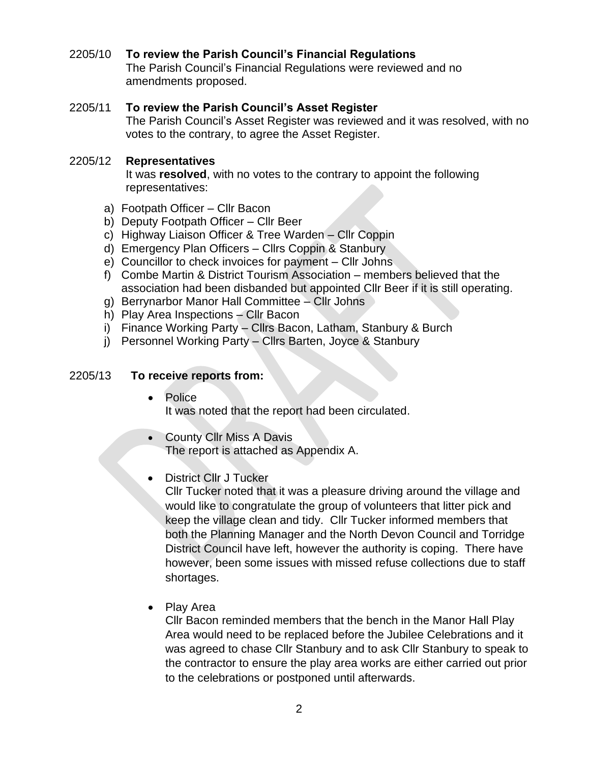2205/10 **To review the Parish Council's Financial Regulations**
The Parish Council's Financial Regulations were reviewed and no amendments proposed.

2205/11 **To review the Parish Council's Asset Register**
The Parish Council's Asset Register was reviewed and it was resolved, with no votes to the contrary, to agree the Asset Register.

2205/12 **Representatives**
It was **resolved**, with no votes to the contrary to appoint the following representatives:

a) Footpath Officer – Cllr Bacon
b) Deputy Footpath Officer – Cllr Beer
c) Highway Liaison Officer & Tree Warden – Cllr Coppin
d) Emergency Plan Officers – Cllrs Coppin & Stanbury
e) Councillor to check invoices for payment – Cllr Johns
f) Combe Martin & District Tourism Association – members believed that the association had been disbanded but appointed Cllr Beer if it is still operating.
g) Berrynarbor Manor Hall Committee – Cllr Johns
h) Play Area Inspections – Cllr Bacon
i) Finance Working Party – Cllrs Bacon, Latham, Stanbury & Burch
j) Personnel Working Party – Cllrs Barten, Joyce & Stanbury

2205/13 **To receive reports from:**

- Police
  It was noted that the report had been circulated.

- County Cllr Miss A Davis
  The report is attached as Appendix A.

- District Cllr J Tucker
  Cllr Tucker noted that it was a pleasure driving around the village and would like to congratulate the group of volunteers that litter pick and keep the village clean and tidy. Cllr Tucker informed members that both the Planning Manager and the North Devon Council and Torridge District Council have left, however the authority is coping. There have however, been some issues with missed refuse collections due to staff shortages.

- Play Area
  Cllr Bacon reminded members that the bench in the Manor Hall Play Area would need to be replaced before the Jubilee Celebrations and it was agreed to chase Cllr Stanbury and to ask Cllr Stanbury to speak to the contractor to ensure the play area works are either carried out prior to the celebrations or postponed until afterwards.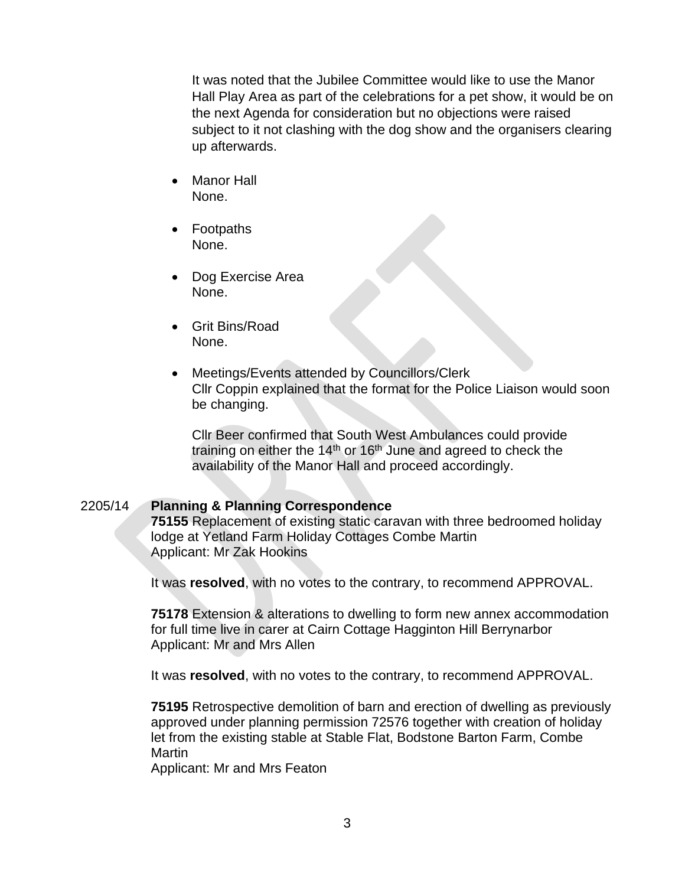It was noted that the Jubilee Committee would like to use the Manor Hall Play Area as part of the celebrations for a pet show, it would be on the next Agenda for consideration but no objections were raised subject to it not clashing with the dog show and the organisers clearing up afterwards.

- Manor Hall
  None.

- Footpaths
  None.

- Dog Exercise Area
  None.

- Grit Bins/Road
  None.

- Meetings/Events attended by Councillors/Clerk
  Cllr Coppin explained that the format for the Police Liaison would soon be changing.

  Cllr Beer confirmed that South West Ambulances could provide training on either the 14th or 16th June and agreed to check the availability of the Manor Hall and proceed accordingly.

2205/14 **Planning & Planning Correspondence**

**75155** Replacement of existing static caravan with three bedroomed holiday lodge at Yetland Farm Holiday Cottages Combe Martin
Applicant: Mr Zak Hookins

It was **resolved**, with no votes to the contrary, to recommend APPROVAL.

**75178** Extension & alterations to dwelling to form new annex accommodation for full time live in carer at Cairn Cottage Hagginton Hill Berrynarbor
Applicant: Mr and Mrs Allen

It was **resolved**, with no votes to the contrary, to recommend APPROVAL.

**75195** Retrospective demolition of barn and erection of dwelling as previously approved under planning permission 72576 together with creation of holiday let from the existing stable at Stable Flat, Bodstone Barton Farm, Combe Martin
Applicant: Mr and Mrs Featon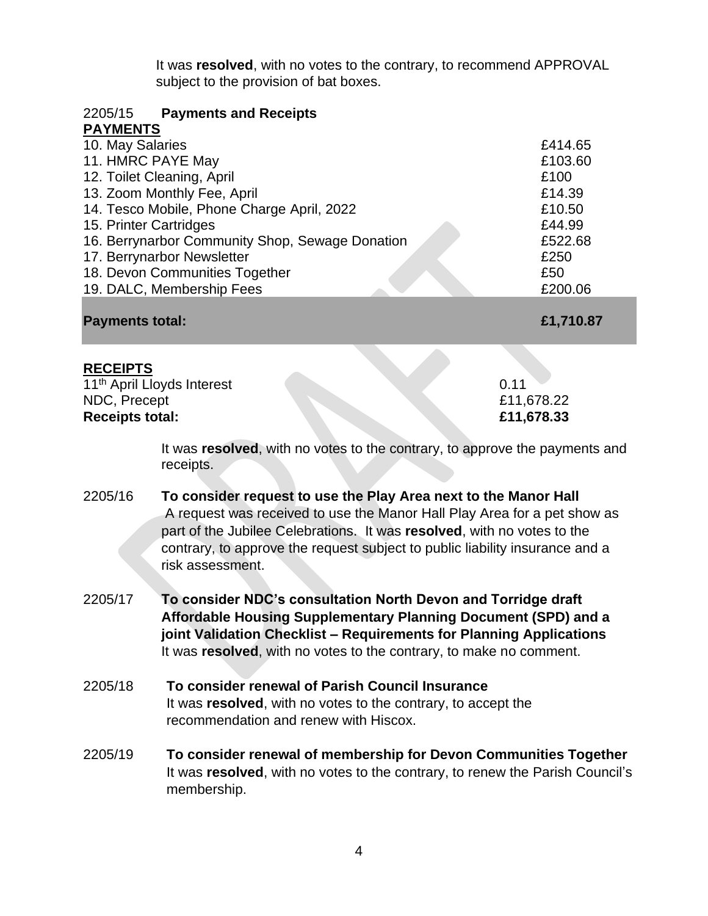It was **resolved**, with no votes to the contrary, to recommend APPROVAL subject to the provision of bat boxes.

2205/15 **Payments and Receipts**

**PAYMENTS**

| | |
|---|---|
| 10. May Salaries | £414.65 |
| 11. HMRC PAYE May | £103.60 |
| 12. Toilet Cleaning, April | £100 |
| 13. Zoom Monthly Fee, April | £14.39 |
| 14. Tesco Mobile, Phone Charge April, 2022 | £10.50 |
| 15. Printer Cartridges | £44.99 |
| 16. Berrynarbor Community Shop, Sewage Donation | £522.68 |
| 17. Berrynarbor Newsletter | £250 |
| 18. Devon Communities Together | £50 |
| 19. DALC, Membership Fees | £200.06 |
| **Payments total:** | **£1,710.87** |

**RECEIPTS**

| | |
|---|---|
| 11th April Lloyds Interest | 0.11 |
| NDC, Precept | £11,678.22 |
| **Receipts total:** | **£11,678.33** |

It was **resolved**, with no votes to the contrary, to approve the payments and receipts.

2205/16 **To consider request to use the Play Area next to the Manor Hall**
A request was received to use the Manor Hall Play Area for a pet show as part of the Jubilee Celebrations. It was **resolved**, with no votes to the contrary, to approve the request subject to public liability insurance and a risk assessment.

2205/17 **To consider NDC's consultation North Devon and Torridge draft Affordable Housing Supplementary Planning Document (SPD) and a joint Validation Checklist – Requirements for Planning Applications**
It was **resolved**, with no votes to the contrary, to make no comment.

2205/18 **To consider renewal of Parish Council Insurance**
It was **resolved**, with no votes to the contrary, to accept the recommendation and renew with Hiscox.

2205/19 **To consider renewal of membership for Devon Communities Together**
It was **resolved**, with no votes to the contrary, to renew the Parish Council's membership.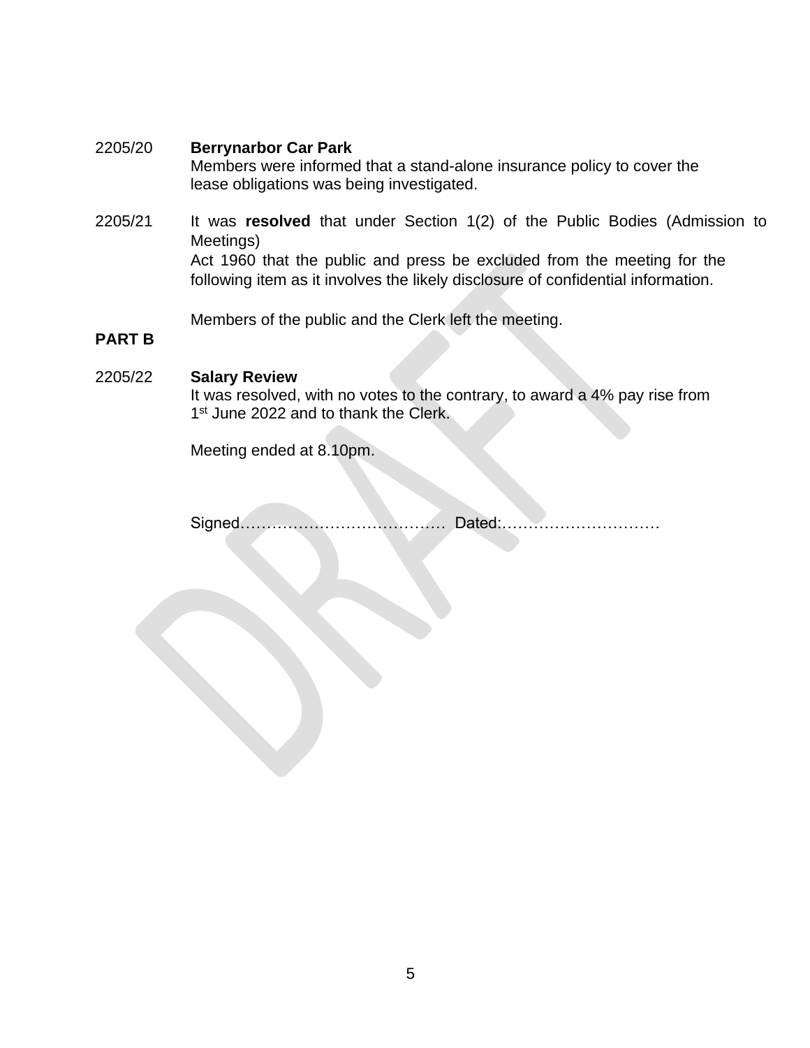2205/20 **Berrynarbor Car Park**

Members were informed that a stand-alone insurance policy to cover the lease obligations was being investigated.

2205/21 It was **resolved** that under Section 1(2) of the Public Bodies (Admission to Meetings) Act 1960 that the public and press be excluded from the meeting for the following item as it involves the likely disclosure of confidential information.

Members of the public and the Clerk left the meeting.

**PART B**

2205/22 **Salary Review**

It was resolved, with no votes to the contrary, to award a 4% pay rise from 1st June 2022 and to thank the Clerk.

Meeting ended at 8.10pm.

Signed………………………………… Dated:…………………………